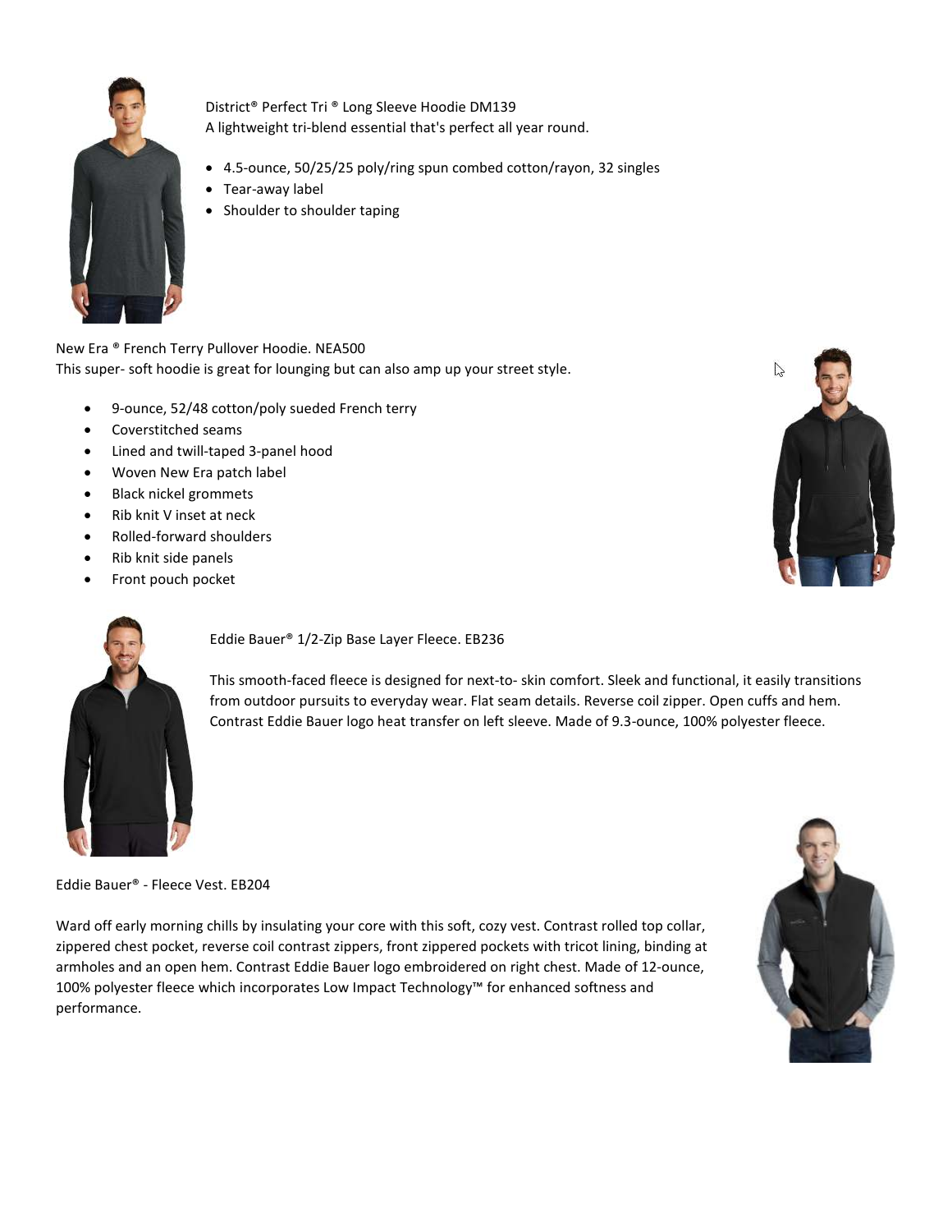District® Perfect Tri ® Long Sleeve Hoodie DM139
A lightweight tri-blend essential that's perfect all year round.

- 4.5-ounce, 50/25/25 poly/ring spun combed cotton/rayon, 32 singles
- Tear-away label
- Shoulder to shoulder taping

New Era ® French Terry Pullover Hoodie. NEA500
This super- soft hoodie is great for lounging but can also amp up your street style.

- 9-ounce, 52/48 cotton/poly sueded French terry
- Coverstitched seams
- Lined and twill-taped 3-panel hood
- Woven New Era patch label
- Black nickel grommets
- Rib knit V inset at neck
- Rolled-forward shoulders
- Rib knit side panels
- Front pouch pocket

Eddie Bauer® 1/2-Zip Base Layer Fleece. EB236

This smooth-faced fleece is designed for next-to- skin comfort. Sleek and functional, it easily transitions from outdoor pursuits to everyday wear. Flat seam details. Reverse coil zipper. Open cuffs and hem. Contrast Eddie Bauer logo heat transfer on left sleeve. Made of 9.3-ounce, 100% polyester fleece.

Eddie Bauer® - Fleece Vest. EB204

Ward off early morning chills by insulating your core with this soft, cozy vest. Contrast rolled top collar, zippered chest pocket, reverse coil contrast zippers, front zippered pockets with tricot lining, binding at armholes and an open hem. Contrast Eddie Bauer logo embroidered on right chest. Made of 12-ounce, 100% polyester fleece which incorporates Low Impact Technology™ for enhanced softness and performance.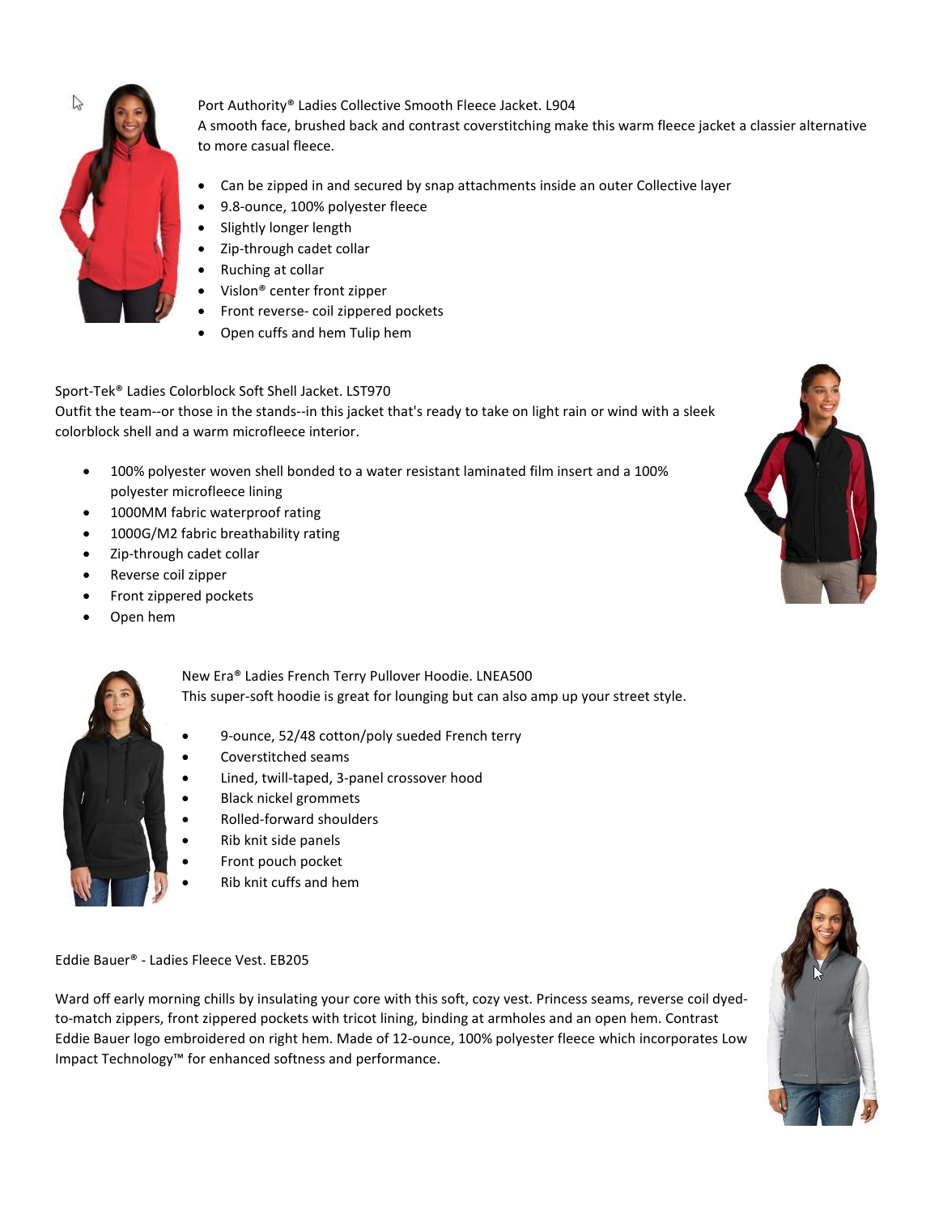Port Authority® Ladies Collective Smooth Fleece Jacket. L904

A smooth face, brushed back and contrast coverstitching make this warm fleece jacket a classier alternative to more casual fleece.

- Can be zipped in and secured by snap attachments inside an outer Collective layer
- 9.8-ounce, 100% polyester fleece
- Slightly longer length
- Zip-through cadet collar
- Ruching at collar
- Vislon® center front zipper
- Front reverse- coil zippered pockets
- Open cuffs and hem Tulip hem

Sport-Tek® Ladies Colorblock Soft Shell Jacket. LST970

Outfit the team--or those in the stands--in this jacket that's ready to take on light rain or wind with a sleek colorblock shell and a warm microfleece interior.

- 100% polyester woven shell bonded to a water resistant laminated film insert and a 100% polyester microfleece lining
- 1000MM fabric waterproof rating
- 1000G/M2 fabric breathability rating
- Zip-through cadet collar
- Reverse coil zipper
- Front zippered pockets
- Open hem

New Era® Ladies French Terry Pullover Hoodie. LNEA500

This super-soft hoodie is great for lounging but can also amp up your street style.

- 9-ounce, 52/48 cotton/poly sueded French terry
- Coverstitched seams
- Lined, twill-taped, 3-panel crossover hood
- Black nickel grommets
- Rolled-forward shoulders
- Rib knit side panels
- Front pouch pocket
- Rib knit cuffs and hem

Eddie Bauer® - Ladies Fleece Vest. EB205

Ward off early morning chills by insulating your core with this soft, cozy vest. Princess seams, reverse coil dyed-to-match zippers, front zippered pockets with tricot lining, binding at armholes and an open hem. Contrast Eddie Bauer logo embroidered on right hem. Made of 12-ounce, 100% polyester fleece which incorporates Low Impact Technology™ for enhanced softness and performance.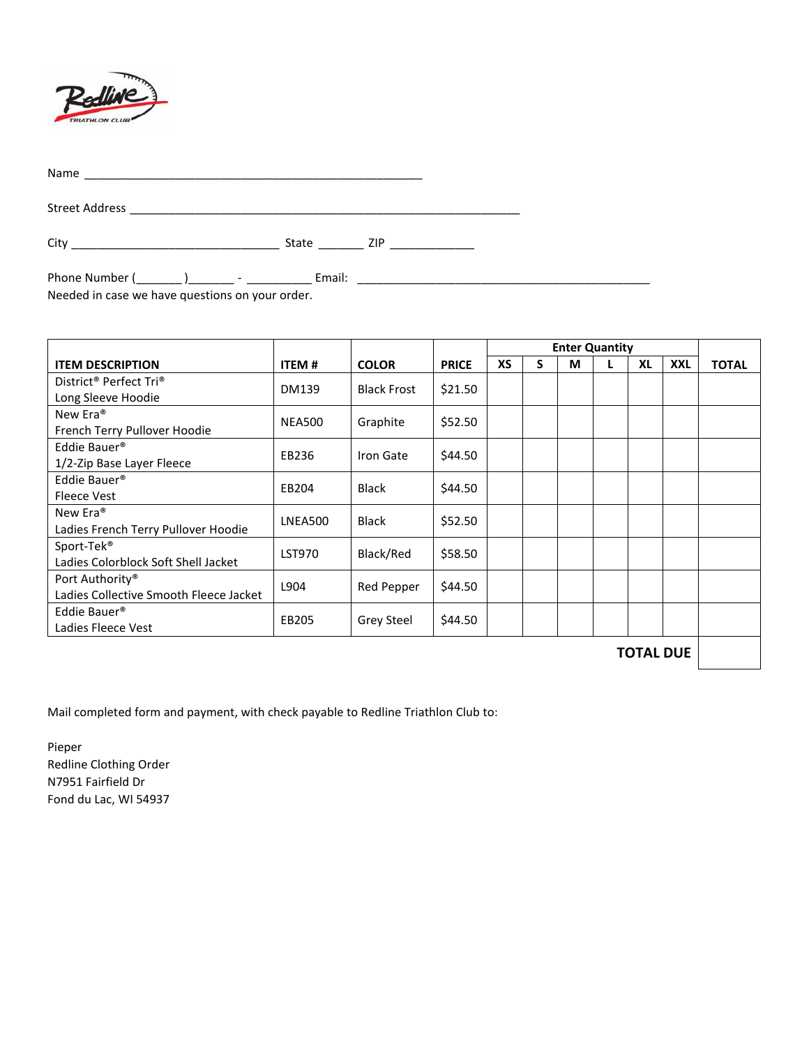Redline TRIATHLON CLUB

Name ____________________________________________________

Street Address ______________________________________________________________

City ________________________________ State _______ ZIP _____________

Phone Number (_______ )_______ - __________ Email: ______________________________________________

Needed in case we have questions on your order.

| ITEM DESCRIPTION | ITEM # | COLOR | PRICE | Enter Quantity | | | | | | TOTAL |
|---|---|---|---|---|---|---|---|---|---|---|
| | | | | XS | S | M | L | XL | XXL | |
| District® Perfect Tri® Long Sleeve Hoodie | DM139 | Black Frost | $21.50 | | | | | | | |
| New Era® French Terry Pullover Hoodie | NEA500 | Graphite | $52.50 | | | | | | | |
| Eddie Bauer® 1/2-Zip Base Layer Fleece | EB236 | Iron Gate | $44.50 | | | | | | | |
| Eddie Bauer® Fleece Vest | EB204 | Black | $44.50 | | | | | | | |
| New Era® Ladies French Terry Pullover Hoodie | LNEA500 | Black | $52.50 | | | | | | | |
| Sport-Tek® Ladies Colorblock Soft Shell Jacket | LST970 | Black/Red | $58.50 | | | | | | | |
| Port Authority® Ladies Collective Smooth Fleece Jacket | L904 | Red Pepper | $44.50 | | | | | | | |
| Eddie Bauer® Ladies Fleece Vest | EB205 | Grey Steel | $44.50 | | | | | | | |
| | | | | | | | | | **TOTAL DUE** | |

Mail completed form and payment, with check payable to Redline Triathlon Club to:

Pieper
Redline Clothing Order
N7951 Fairfield Dr
Fond du Lac, WI 54937